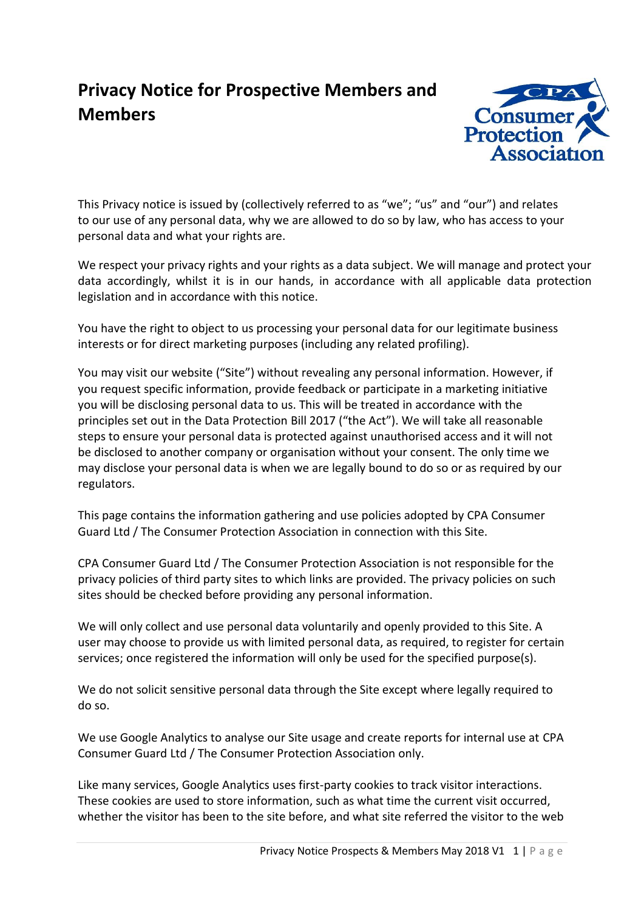# Privacy Notice for Prospective Members and Members

This Privacy notice is issued by (collectively referred to as "we"; "us" and "our") and relates to our use of any personal data, why we are allowed to do so by law, who has access to your personal data and what your rights are.

We respect your privacy rights and your rights as a data subject. We will manage and protect your data accordingly, whilst it is in our hands, in accordance with all applicable data protection legislation and in accordance with this notice.

You have the right to object to us processing your personal data for our legitimate business interests or for direct marketing purposes (including any related profiling).

You may visit our website ("Site") without revealing any personal information. However, if you request specific information, provide feedback or participate in a marketing initiative you will be disclosing personal data to us. This will be treated in accordance with the principles set out in the Data Protection Bill 2017 ("the Act"). We will take all reasonable steps to ensure your personal data is protected against unauthorised access and it will not be disclosed to another company or organisation without your consent. The only time we may disclose your personal data is when we are legally bound to do so or as required by our regulators.

This page contains the information gathering and use policies adopted by CPA Consumer Guard Ltd / The Consumer Protection Association in connection with this Site.

CPA Consumer Guard Ltd / The Consumer Protection Association is not responsible for the privacy policies of third party sites to which links are provided. The privacy policies on such sites should be checked before providing any personal information.

We will only collect and use personal data voluntarily and openly provided to this Site. A user may choose to provide us with limited personal data, as required, to register for certain services; once registered the information will only be used for the specified purpose(s).

We do not solicit sensitive personal data through the Site except where legally required to do so.

We use Google Analytics to analyse our Site usage and create reports for internal use at CPA Consumer Guard Ltd / The Consumer Protection Association only.

Like many services, Google Analytics uses first-party cookies to track visitor interactions. These cookies are used to store information, such as what time the current visit occurred, whether the visitor has been to the site before, and what site referred the visitor to the web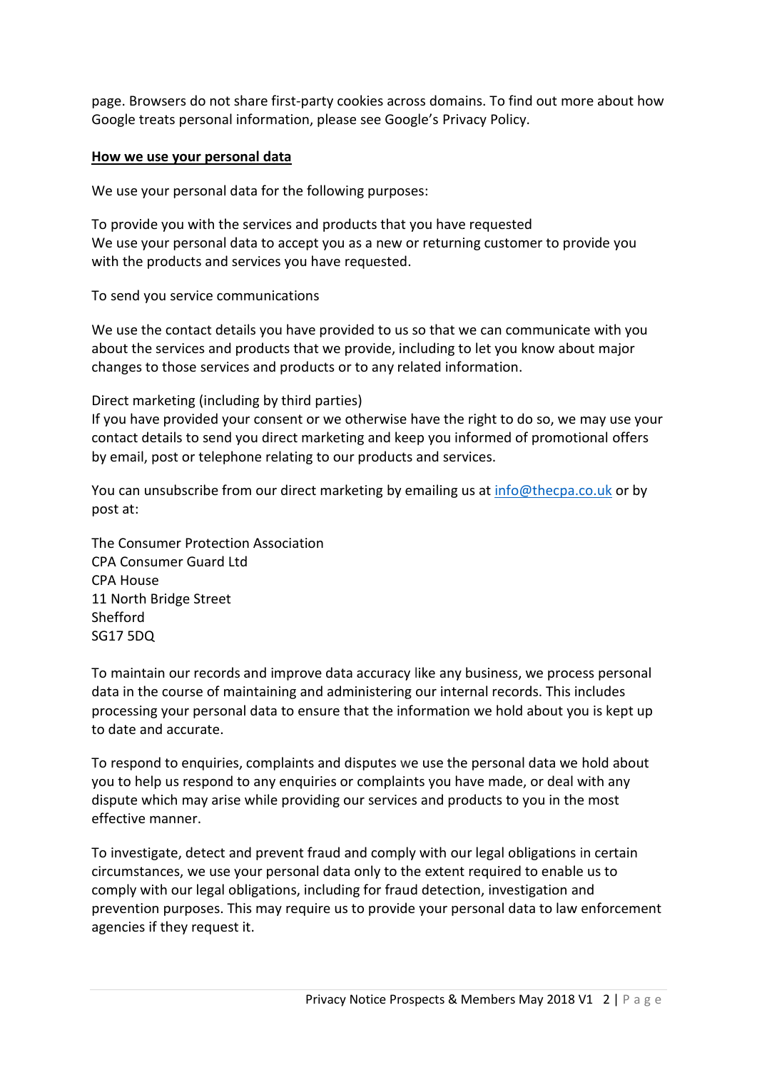page. Browsers do not share first-party cookies across domains. To find out more about how Google treats personal information, please see Google's Privacy Policy.

## How we use your personal data

We use your personal data for the following purposes:

To provide you with the services and products that you have requested
We use your personal data to accept you as a new or returning customer to provide you with the products and services you have requested.

To send you service communications

We use the contact details you have provided to us so that we can communicate with you about the services and products that we provide, including to let you know about major changes to those services and products or to any related information.

Direct marketing (including by third parties)
If you have provided your consent or we otherwise have the right to do so, we may use your contact details to send you direct marketing and keep you informed of promotional offers by email, post or telephone relating to our products and services.

You can unsubscribe from our direct marketing by emailing us at info@thecpa.co.uk or by post at:

The Consumer Protection Association
CPA Consumer Guard Ltd
CPA House
11 North Bridge Street
Shefford
SG17 5DQ

To maintain our records and improve data accuracy like any business, we process personal data in the course of maintaining and administering our internal records. This includes processing your personal data to ensure that the information we hold about you is kept up to date and accurate.

To respond to enquiries, complaints and disputes we use the personal data we hold about you to help us respond to any enquiries or complaints you have made, or deal with any dispute which may arise while providing our services and products to you in the most effective manner.

To investigate, detect and prevent fraud and comply with our legal obligations in certain circumstances, we use your personal data only to the extent required to enable us to comply with our legal obligations, including for fraud detection, investigation and prevention purposes. This may require us to provide your personal data to law enforcement agencies if they request it.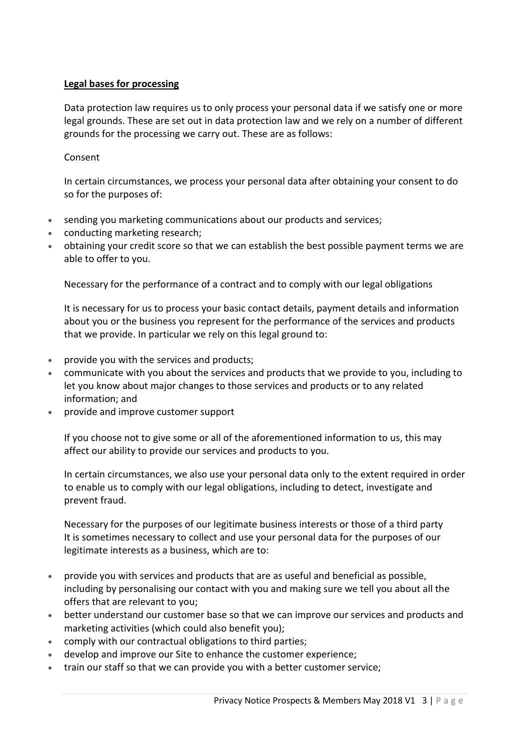**Legal bases for processing**

Data protection law requires us to only process your personal data if we satisfy one or more legal grounds. These are set out in data protection law and we rely on a number of different grounds for the processing we carry out. These are as follows:

Consent

In certain circumstances, we process your personal data after obtaining your consent to do so for the purposes of:

- sending you marketing communications about our products and services;
- conducting marketing research;
- obtaining your credit score so that we can establish the best possible payment terms we are able to offer to you.

Necessary for the performance of a contract and to comply with our legal obligations

It is necessary for us to process your basic contact details, payment details and information about you or the business you represent for the performance of the services and products that we provide. In particular we rely on this legal ground to:

- provide you with the services and products;
- communicate with you about the services and products that we provide to you, including to let you know about major changes to those services and products or to any related information; and
- provide and improve customer support

If you choose not to give some or all of the aforementioned information to us, this may affect our ability to provide our services and products to you.

In certain circumstances, we also use your personal data only to the extent required in order to enable us to comply with our legal obligations, including to detect, investigate and prevent fraud.

Necessary for the purposes of our legitimate business interests or those of a third party
It is sometimes necessary to collect and use your personal data for the purposes of our legitimate interests as a business, which are to:

- provide you with services and products that are as useful and beneficial as possible, including by personalising our contact with you and making sure we tell you about all the offers that are relevant to you;
- better understand our customer base so that we can improve our services and products and marketing activities (which could also benefit you);
- comply with our contractual obligations to third parties;
- develop and improve our Site to enhance the customer experience;
- train our staff so that we can provide you with a better customer service;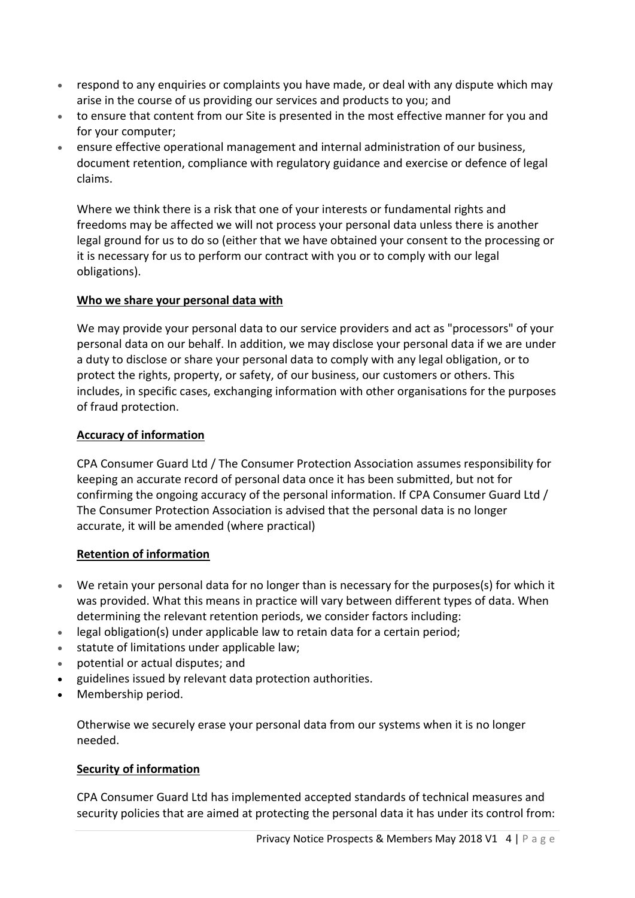- respond to any enquiries or complaints you have made, or deal with any dispute which may arise in the course of us providing our services and products to you; and
- to ensure that content from our Site is presented in the most effective manner for you and for your computer;
- ensure effective operational management and internal administration of our business, document retention, compliance with regulatory guidance and exercise or defence of legal claims.

Where we think there is a risk that one of your interests or fundamental rights and freedoms may be affected we will not process your personal data unless there is another legal ground for us to do so (either that we have obtained your consent to the processing or it is necessary for us to perform our contract with you or to comply with our legal obligations).

**Who we share your personal data with**

We may provide your personal data to our service providers and act as "processors" of your personal data on our behalf. In addition, we may disclose your personal data if we are under a duty to disclose or share your personal data to comply with any legal obligation, or to protect the rights, property, or safety, of our business, our customers or others. This includes, in specific cases, exchanging information with other organisations for the purposes of fraud protection.

**Accuracy of information**

CPA Consumer Guard Ltd / The Consumer Protection Association assumes responsibility for keeping an accurate record of personal data once it has been submitted, but not for confirming the ongoing accuracy of the personal information. If CPA Consumer Guard Ltd / The Consumer Protection Association is advised that the personal data is no longer accurate, it will be amended (where practical)

**Retention of information**

- We retain your personal data for no longer than is necessary for the purposes(s) for which it was provided. What this means in practice will vary between different types of data. When determining the relevant retention periods, we consider factors including:
- legal obligation(s) under applicable law to retain data for a certain period;
- statute of limitations under applicable law;
- potential or actual disputes; and
- guidelines issued by relevant data protection authorities.
- Membership period.

Otherwise we securely erase your personal data from our systems when it is no longer needed.

**Security of information**

CPA Consumer Guard Ltd has implemented accepted standards of technical measures and security policies that are aimed at protecting the personal data it has under its control from: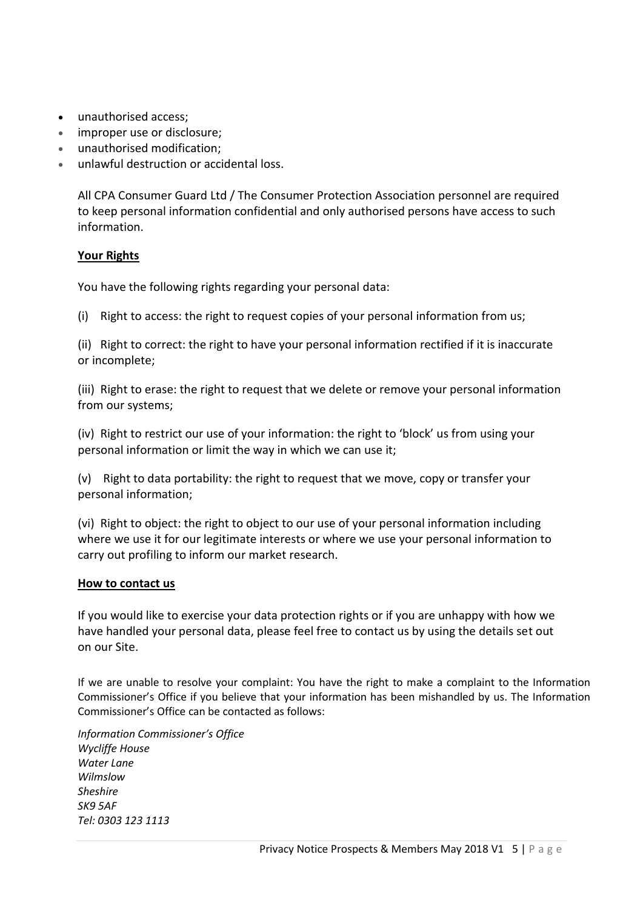- unauthorised access;
- improper use or disclosure;
- unauthorised modification;
- unlawful destruction or accidental loss.

All CPA Consumer Guard Ltd / The Consumer Protection Association personnel are required to keep personal information confidential and only authorised persons have access to such information.

**Your Rights**

You have the following rights regarding your personal data:

(i) Right to access: the right to request copies of your personal information from us;

(ii) Right to correct: the right to have your personal information rectified if it is inaccurate or incomplete;

(iii) Right to erase: the right to request that we delete or remove your personal information from our systems;

(iv) Right to restrict our use of your information: the right to 'block' us from using your personal information or limit the way in which we can use it;

(v) Right to data portability: the right to request that we move, copy or transfer your personal information;

(vi) Right to object: the right to object to our use of your personal information including where we use it for our legitimate interests or where we use your personal information to carry out profiling to inform our market research.

**How to contact us**

If you would like to exercise your data protection rights or if you are unhappy with how we have handled your personal data, please feel free to contact us by using the details set out on our Site.

If we are unable to resolve your complaint: You have the right to make a complaint to the Information Commissioner's Office if you believe that your information has been mishandled by us. The Information Commissioner's Office can be contacted as follows:

*Information Commissioner's Office*
*Wycliffe House*
*Water Lane*
*Wilmslow*
*Sheshire*
*SK9 5AF*
*Tel: 0303 123 1113*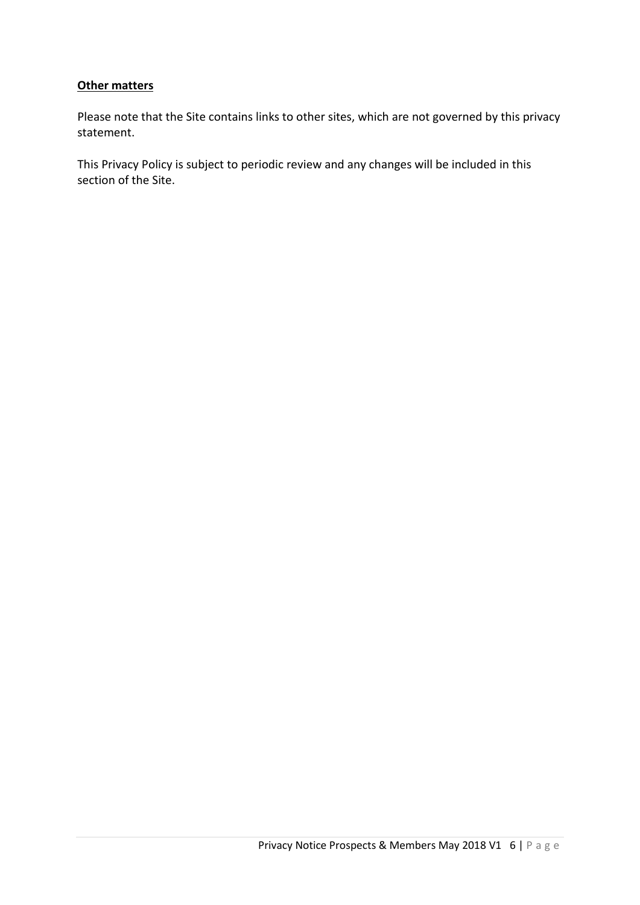**Other matters**

Please note that the Site contains links to other sites, which are not governed by this privacy statement.

This Privacy Policy is subject to periodic review and any changes will be included in this section of the Site.